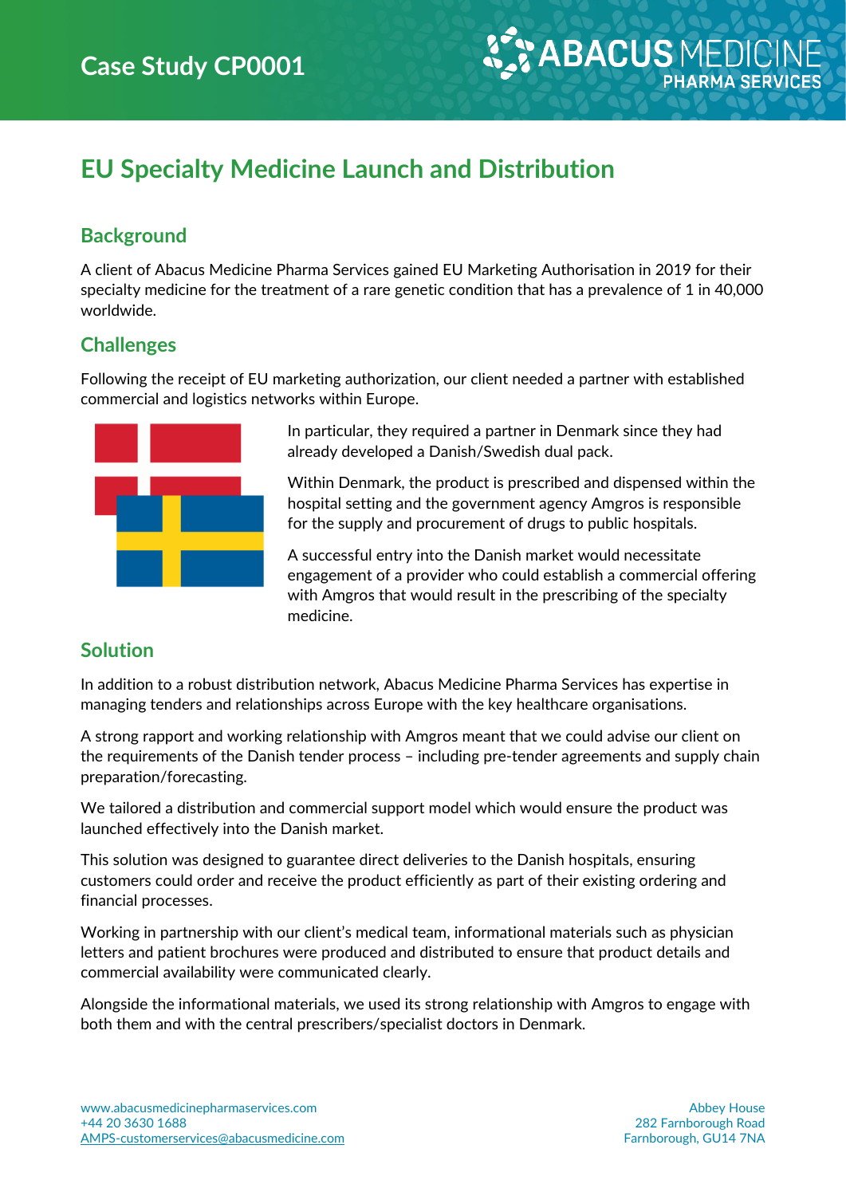# Case Study CP0001

ABACUS MEDICINE PHARMA SERVICES

## EU Specialty Medicine Launch and Distribution

### Background

A client of Abacus Medicine Pharma Services gained EU Marketing Authorisation in 2019 for their specialty medicine for the treatment of a rare genetic condition that has a prevalence of 1 in 40,000 worldwide.

### Challenges

Following the receipt of EU marketing authorization, our client needed a partner with established commercial and logistics networks within Europe.

In particular, they required a partner in Denmark since they had already developed a Danish/Swedish dual pack.

Within Denmark, the product is prescribed and dispensed within the hospital setting and the government agency Amgros is responsible for the supply and procurement of drugs to public hospitals.

A successful entry into the Danish market would necessitate engagement of a provider who could establish a commercial offering with Amgros that would result in the prescribing of the specialty medicine.

### Solution

In addition to a robust distribution network, Abacus Medicine Pharma Services has expertise in managing tenders and relationships across Europe with the key healthcare organisations.

A strong rapport and working relationship with Amgros meant that we could advise our client on the requirements of the Danish tender process – including pre-tender agreements and supply chain preparation/forecasting.

We tailored a distribution and commercial support model which would ensure the product was launched effectively into the Danish market.

This solution was designed to guarantee direct deliveries to the Danish hospitals, ensuring customers could order and receive the product efficiently as part of their existing ordering and financial processes.

Working in partnership with our client's medical team, informational materials such as physician letters and patient brochures were produced and distributed to ensure that product details and commercial availability were communicated clearly.

Alongside the informational materials, we used its strong relationship with Amgros to engage with both them and with the central prescribers/specialist doctors in Denmark.

www.abacusmedicinepharmaservices.com
+44 20 3630 1688
AMPS-customerservices@abacusmedicine.com

Abbey House
282 Farnborough Road
Farnborough, GU14 7NA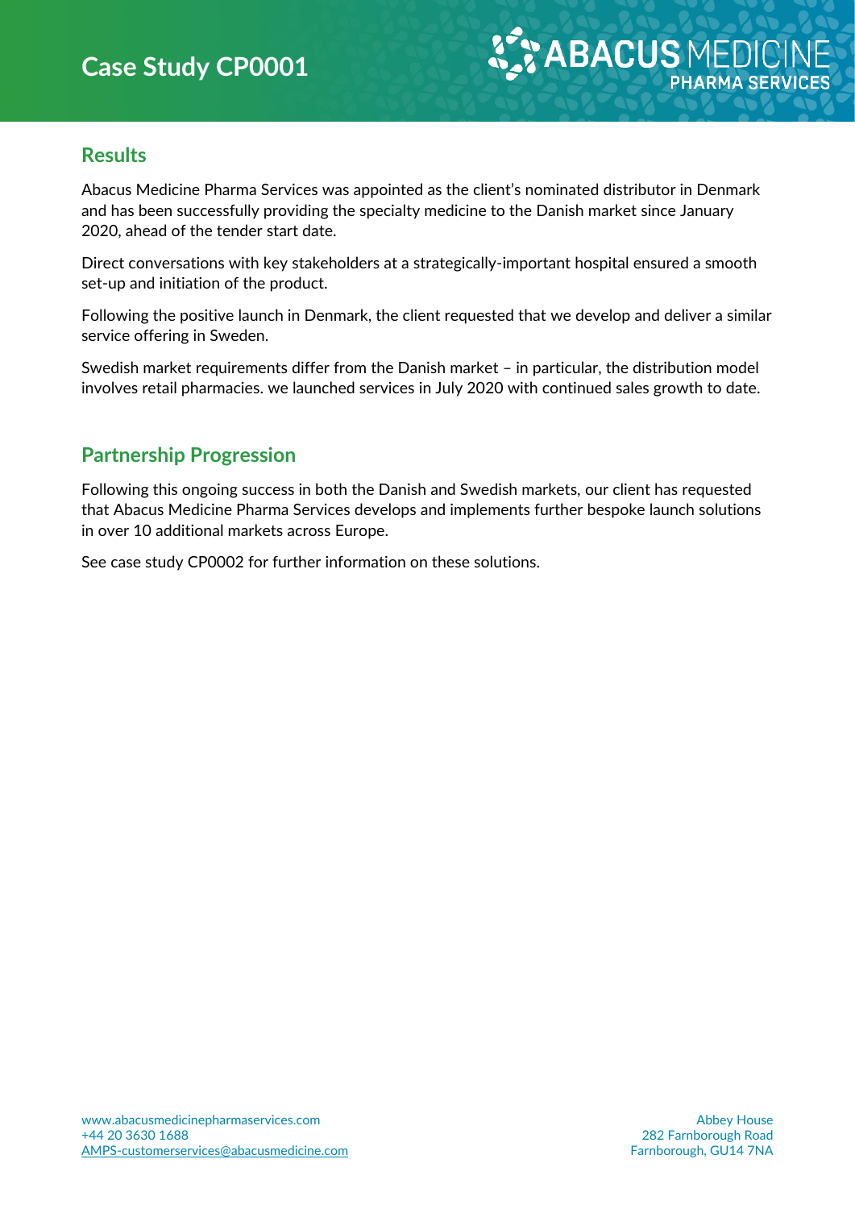## Results

Abacus Medicine Pharma Services was appointed as the client's nominated distributor in Denmark and has been successfully providing the specialty medicine to the Danish market since January 2020, ahead of the tender start date.

Direct conversations with key stakeholders at a strategically-important hospital ensured a smooth set-up and initiation of the product.

Following the positive launch in Denmark, the client requested that we develop and deliver a similar service offering in Sweden.

Swedish market requirements differ from the Danish market – in particular, the distribution model involves retail pharmacies. we launched services in July 2020 with continued sales growth to date.

## Partnership Progression

Following this ongoing success in both the Danish and Swedish markets, our client has requested that Abacus Medicine Pharma Services develops and implements further bespoke launch solutions in over 10 additional markets across Europe.

See case study CP0002 for further information on these solutions.